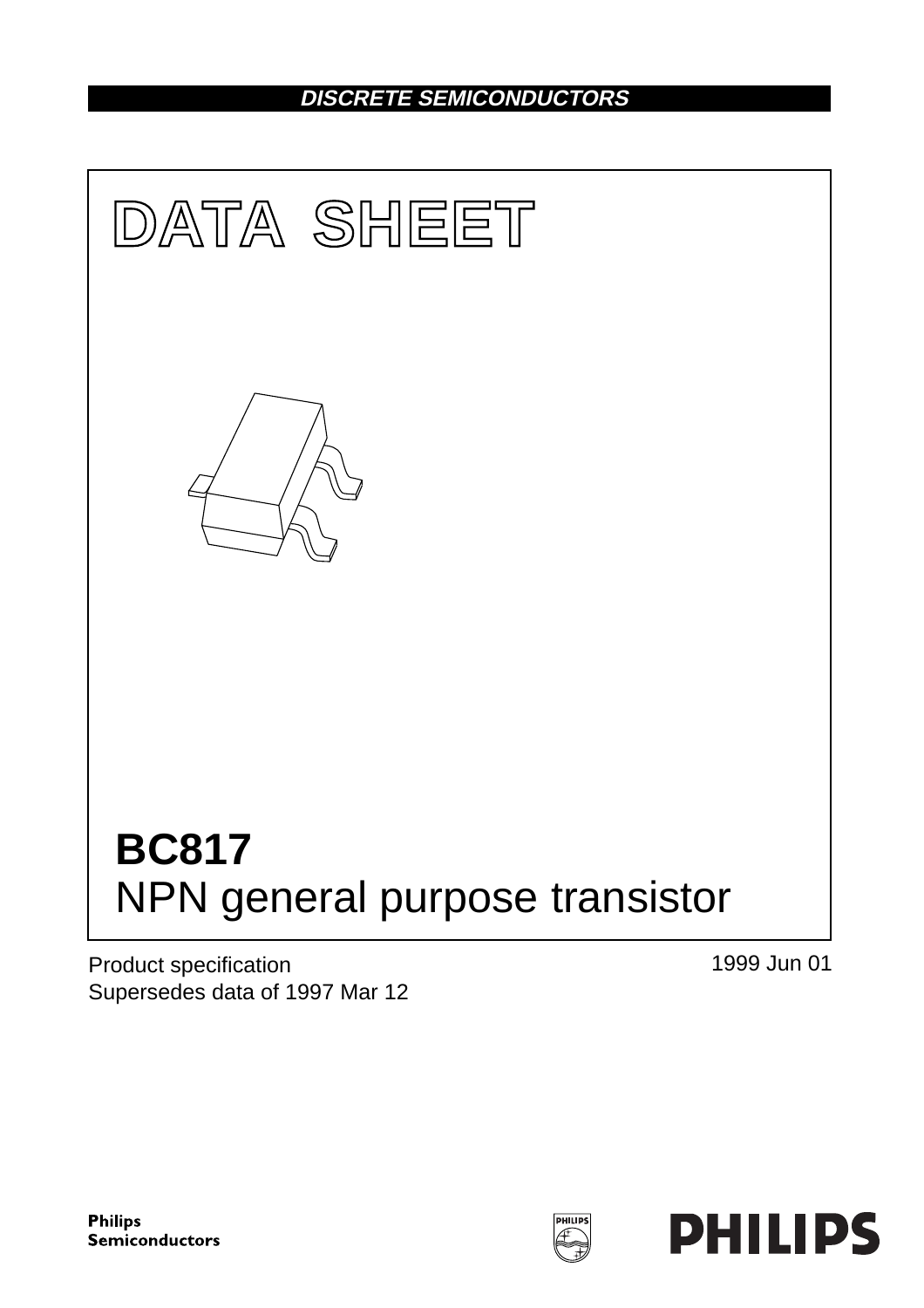DISCRETE SEMICONDUCTORS

# DATA SHEET

# BC817
## NPN general purpose transistor

Product specification
Supersedes data of 1997 Mar 12

1999 Jun 01

Philips Semiconductors

PHILIPS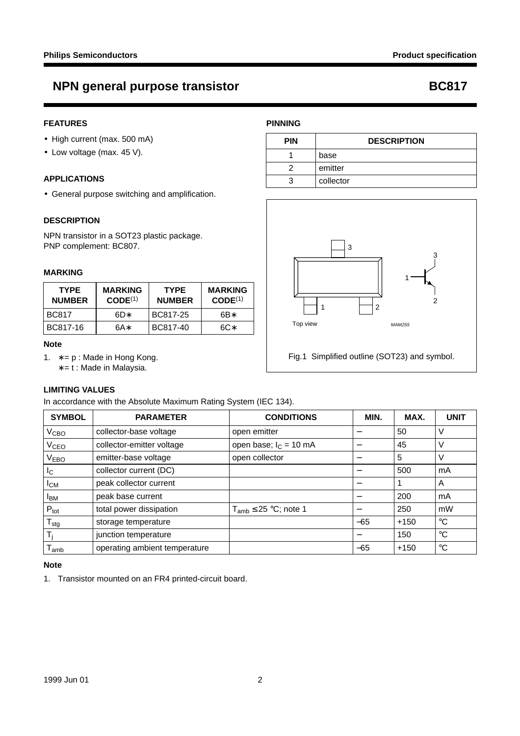# NPN general purpose transistor BC817

## FEATURES

- High current (max. 500 mA)
- Low voltage (max. 45 V).

## APPLICATIONS

- General purpose switching and amplification.

## DESCRIPTION

NPN transistor in a SOT23 plastic package.
PNP complement: BC807.

## MARKING

| TYPE NUMBER | MARKING CODE[1] | TYPE NUMBER | MARKING CODE[1] |
|---|---|---|---|
| BC817 | 6D∗ | BC817-25 | 6B∗ |
| BC817-16 | 6A∗ | BC817-40 | 6C∗ |

**Note**

1. ∗= p : Made in Hong Kong.
   ∗= t : Made in Malaysia.

## PINNING

| PIN | DESCRIPTION |
|---|---|
| 1 | base |
| 2 | emitter |
| 3 | collector |

Fig.1 Simplified outline (SOT23) and symbol.

## LIMITING VALUES

In accordance with the Absolute Maximum Rating System (IEC 134).

| SYMBOL | PARAMETER | CONDITIONS | MIN. | MAX. | UNIT |
|---|---|---|---|---|---|
| $V_{CBO}$ | collector-base voltage | open emitter | − | 50 | V |
| $V_{CEO}$ | collector-emitter voltage | open base; $I_C$ = 10 mA | − | 45 | V |
| $V_{EBO}$ | emitter-base voltage | open collector | − | 5 | V |
| $I_C$ | collector current (DC) | | − | 500 | mA |
| $I_{CM}$ | peak collector current | | − | 1 | A |
| $I_{BM}$ | peak base current | | − | 200 | mA |
| $P_{tot}$ | total power dissipation | $T_{amb} \leq 25$ °C; note 1 | − | 250 | mW |
| $T_{stg}$ | storage temperature | | −65 | +150 | °C |
| $T_j$ | junction temperature | | − | 150 | °C |
| $T_{amb}$ | operating ambient temperature | | −65 | +150 | °C |

**Note**

1. Transistor mounted on an FR4 printed-circuit board.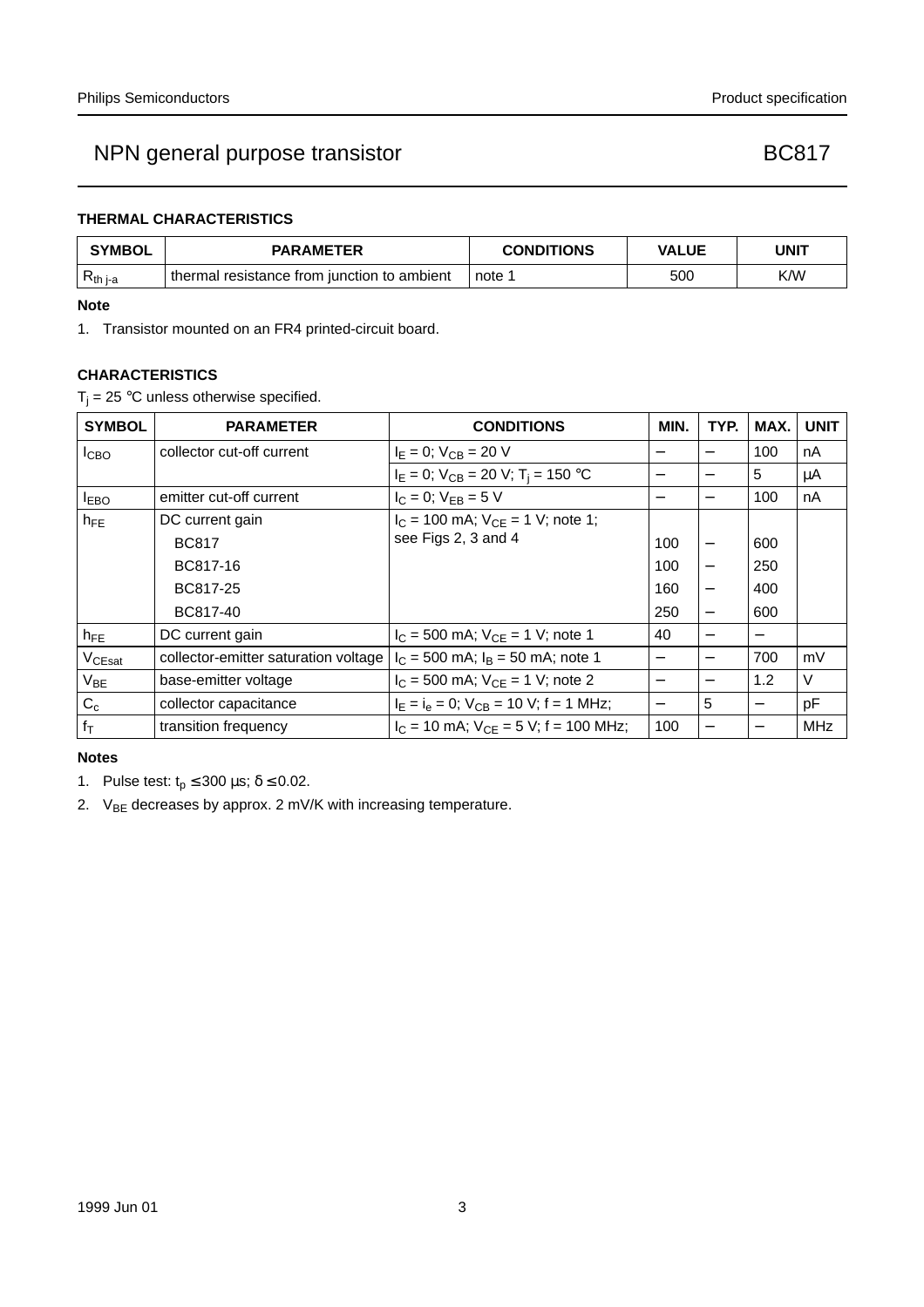## THERMAL CHARACTERISTICS

| SYMBOL | PARAMETER | CONDITIONS | VALUE | UNIT |
|---|---|---|---|---|
| $R_{th\ j\text{-}a}$ | thermal resistance from junction to ambient | note 1 | 500 | K/W |

**Note**

1. Transistor mounted on an FR4 printed-circuit board.

## CHARACTERISTICS

$T_j$ = 25 °C unless otherwise specified.

| SYMBOL | PARAMETER | CONDITIONS | MIN. | TYP. | MAX. | UNIT |
|---|---|---|---|---|---|---|
| $I_{CBO}$ | collector cut-off current | $I_E = 0$; $V_{CB} = 20$ V | − | − | 100 | nA |
| | | $I_E = 0$; $V_{CB} = 20$ V; $T_j = 150$ °C | − | − | 5 | μA |
| $I_{EBO}$ | emitter cut-off current | $I_C = 0$; $V_{EB} = 5$ V | − | − | 100 | nA |
| $h_{FE}$ | DC current gain | $I_C = 100$ mA; $V_{CE} = 1$ V; note 1; see Figs 2, 3 and 4 | | | | |
| | BC817 | | 100 | − | 600 | |
| | BC817-16 | | 100 | − | 250 | |
| | BC817-25 | | 160 | − | 400 | |
| | BC817-40 | | 250 | − | 600 | |
| $h_{FE}$ | DC current gain | $I_C = 500$ mA; $V_{CE} = 1$ V; note 1 | 40 | − | − | |
| $V_{CEsat}$ | collector-emitter saturation voltage | $I_C = 500$ mA; $I_B = 50$ mA; note 1 | − | − | 700 | mV |
| $V_{BE}$ | base-emitter voltage | $I_C = 500$ mA; $V_{CE} = 1$ V; note 2 | − | − | 1.2 | V |
| $C_c$ | collector capacitance | $I_E = i_e = 0$; $V_{CB} = 10$ V; f = 1 MHz; | − | 5 | − | pF |
| $f_T$ | transition frequency | $I_C = 10$ mA; $V_{CE} = 5$ V; f = 100 MHz; | 100 | − | − | MHz |

**Notes**

1. Pulse test: $t_p \leq 300$ μs; $\delta \leq 0.02$.
2. $V_{BE}$ decreases by approx. 2 mV/K with increasing temperature.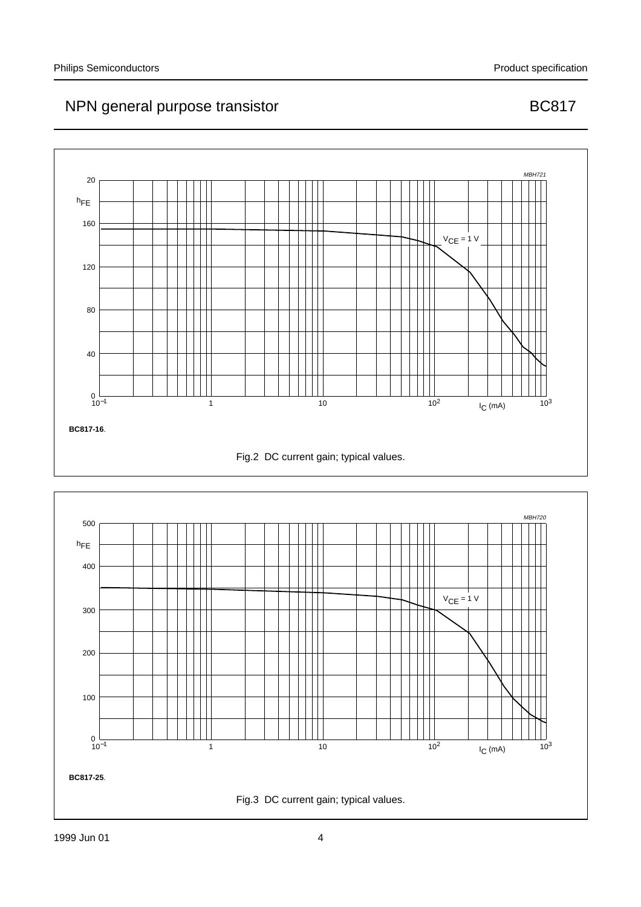MBH721

$h_{FE}$

$V_{CE}$ = 1 V

$I_C$ (mA)

**BC817-16**.

Fig.2 DC current gain; typical values.

MBH720

$h_{FE}$

$V_{CE}$ = 1 V

$I_C$ (mA)

**BC817-25**.

Fig.3 DC current gain; typical values.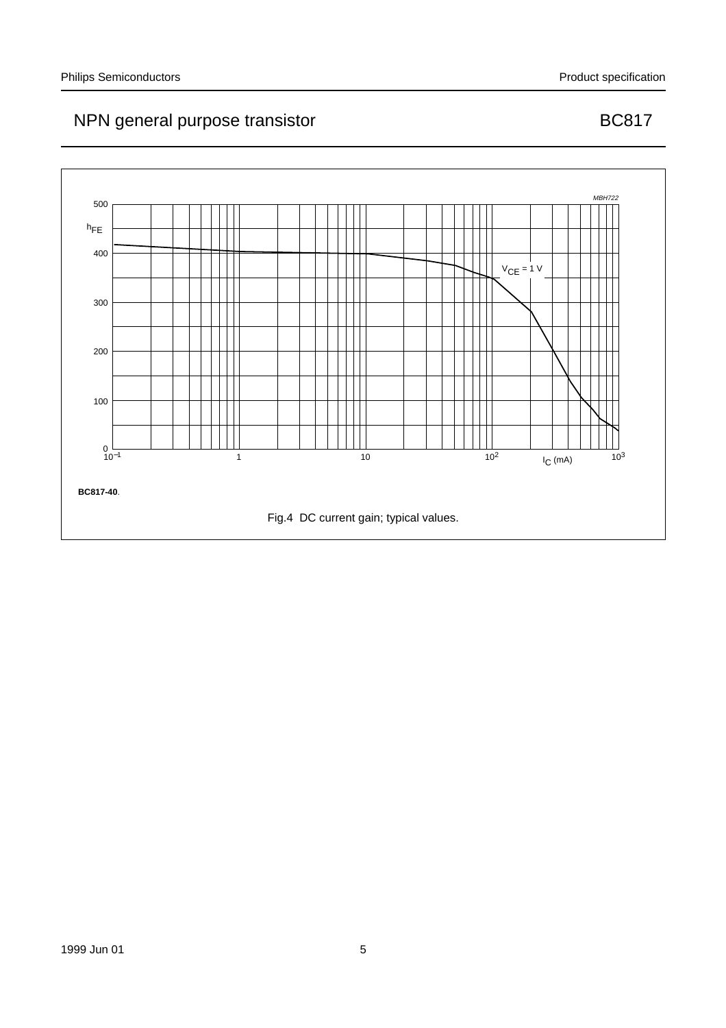BC817-40.

Fig.4 DC current gain; typical values.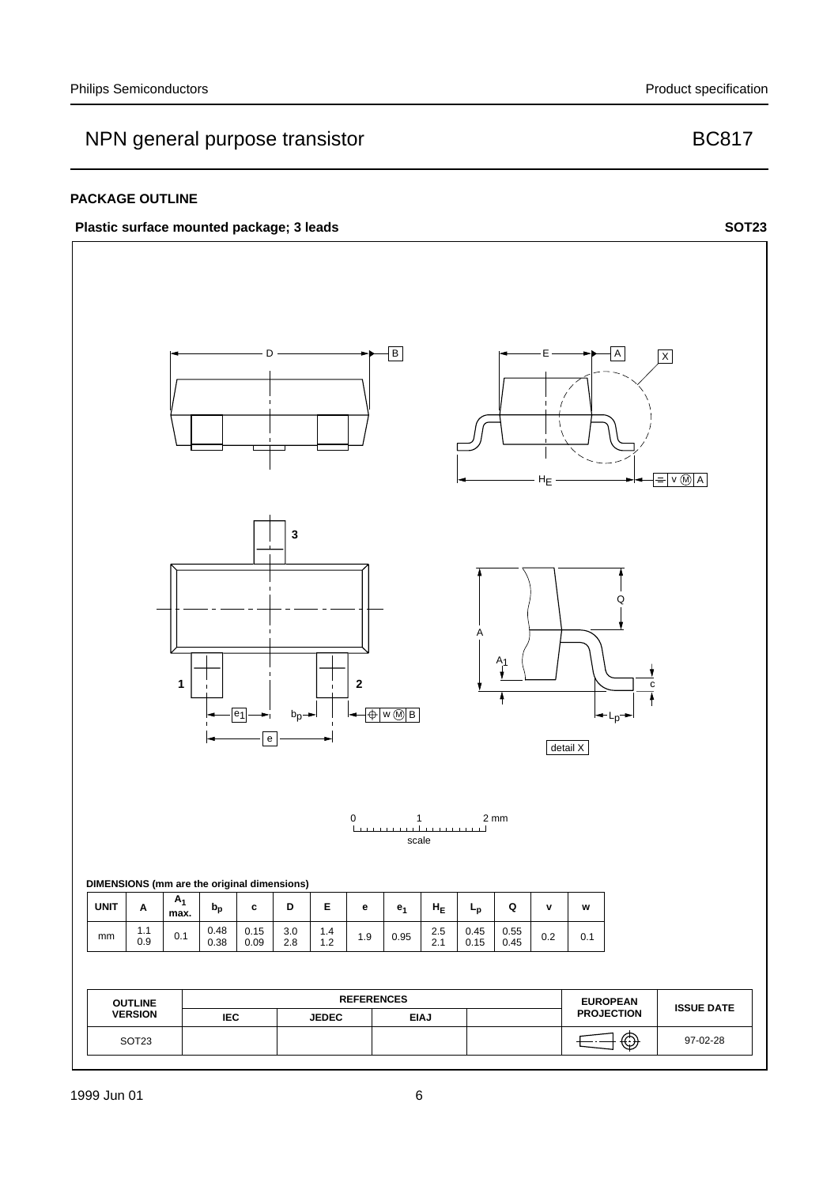## PACKAGE OUTLINE

**Plastic surface mounted package; 3 leads** **SOT23**

**DIMENSIONS (mm are the original dimensions)**

| UNIT | A | $A_1$ max. | $b_p$ | c | D | E | e | $e_1$ | $H_E$ | $L_p$ | Q | v | w |
|---|---|---|---|---|---|---|---|---|---|---|---|---|---|
| mm | 1.1<br>0.9 | 0.1 | 0.48<br>0.38 | 0.15<br>0.09 | 3.0<br>2.8 | 1.4<br>1.2 | 1.9 | 0.95 | 2.5<br>2.1 | 0.45<br>0.15 | 0.55<br>0.45 | 0.2 | 0.1 |

| OUTLINE VERSION | REFERENCES | | | | EUROPEAN PROJECTION | ISSUE DATE |
|---|---|---|---|---|---|---|
| | IEC | JEDEC | EIAJ | | | |
| SOT23 | | | | | | 97-02-28 |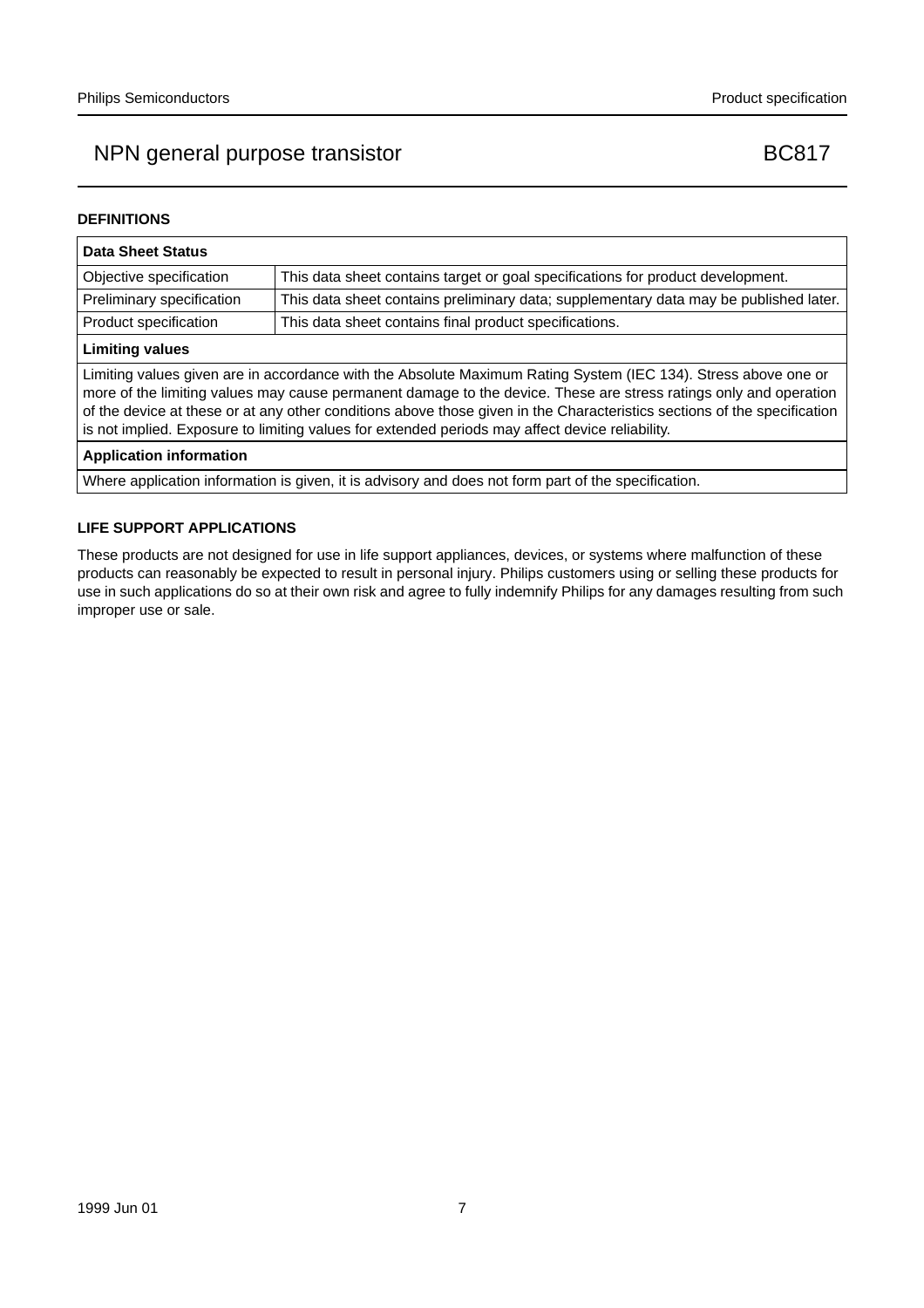## DEFINITIONS

| Data Sheet Status | |
|---|---|
| Objective specification | This data sheet contains target or goal specifications for product development. |
| Preliminary specification | This data sheet contains preliminary data; supplementary data may be published later. |
| Product specification | This data sheet contains final product specifications. |
| **Limiting values** | |
| Limiting values given are in accordance with the Absolute Maximum Rating System (IEC 134). Stress above one or more of the limiting values may cause permanent damage to the device. These are stress ratings only and operation of the device at these or at any other conditions above those given in the Characteristics sections of the specification is not implied. Exposure to limiting values for extended periods may affect device reliability. | |
| **Application information** | |
| Where application information is given, it is advisory and does not form part of the specification. | |

## LIFE SUPPORT APPLICATIONS

These products are not designed for use in life support appliances, devices, or systems where malfunction of these products can reasonably be expected to result in personal injury. Philips customers using or selling these products for use in such applications do so at their own risk and agree to fully indemnify Philips for any damages resulting from such improper use or sale.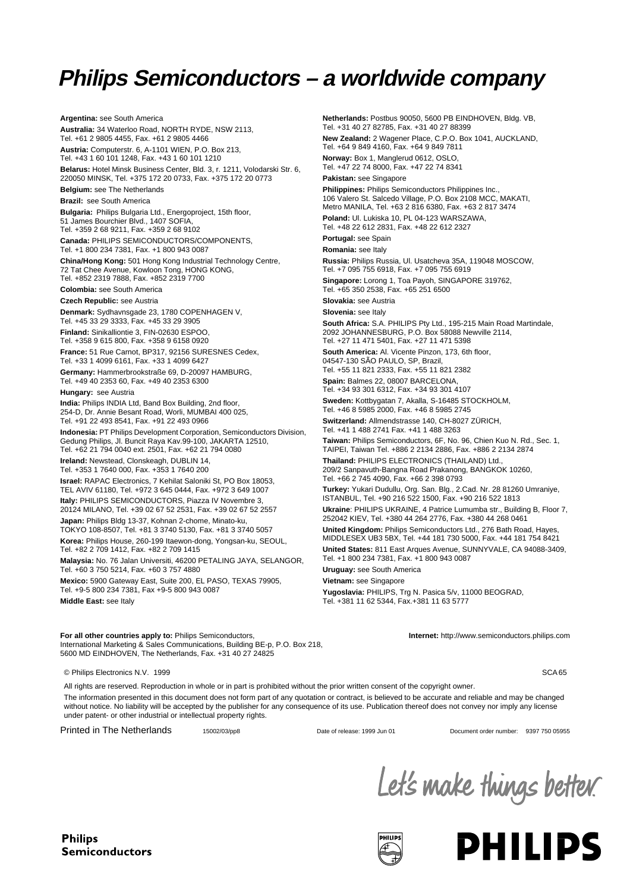# Philips Semiconductors – a worldwide company

**Argentina:** see South America

**Australia:** 34 Waterloo Road, NORTH RYDE, NSW 2113, Tel. +61 2 9805 4455, Fax. +61 2 9805 4466

**Austria:** Computerstr. 6, A-1101 WIEN, P.O. Box 213, Tel. +43 1 60 101 1248, Fax. +43 1 60 101 1210

**Belarus:** Hotel Minsk Business Center, Bld. 3, r. 1211, Volodarski Str. 6, 220050 MINSK, Tel. +375 172 20 0733, Fax. +375 172 20 0773

**Belgium:** see The Netherlands

**Brazil:** see South America

**Bulgaria:** Philips Bulgaria Ltd., Energoproject, 15th floor, 51 James Bourchier Blvd., 1407 SOFIA, Tel. +359 2 68 9211, Fax. +359 2 68 9102

**Canada:** PHILIPS SEMICONDUCTORS/COMPONENTS, Tel. +1 800 234 7381, Fax. +1 800 943 0087

**China/Hong Kong:** 501 Hong Kong Industrial Technology Centre, 72 Tat Chee Avenue, Kowloon Tong, HONG KONG, Tel. +852 2319 7888, Fax. +852 2319 7700

**Colombia:** see South America

**Czech Republic:** see Austria

**Denmark:** Sydhavnsgade 23, 1780 COPENHAGEN V, Tel. +45 33 29 3333, Fax. +45 33 29 3905

**Finland:** Sinikalliontie 3, FIN-02630 ESPOO, Tel. +358 9 615 800, Fax. +358 9 6158 0920

**France:** 51 Rue Carnot, BP317, 92156 SURESNES Cedex, Tel. +33 1 4099 6161, Fax. +33 1 4099 6427

**Germany:** Hammerbrookstraße 69, D-20097 HAMBURG, Tel. +49 40 2353 60, Fax. +49 40 2353 6300

**Hungary:** see Austria

**India:** Philips INDIA Ltd, Band Box Building, 2nd floor, 254-D, Dr. Annie Besant Road, Worli, MUMBAI 400 025, Tel. +91 22 493 8541, Fax. +91 22 493 0966

**Indonesia:** PT Philips Development Corporation, Semiconductors Division, Gedung Philips, Jl. Buncit Raya Kav.99-100, JAKARTA 12510, Tel. +62 21 794 0040 ext. 2501, Fax. +62 21 794 0080

**Ireland:** Newstead, Clonskeagh, DUBLIN 14, Tel. +353 1 7640 000, Fax. +353 1 7640 200

**Israel:** RAPAC Electronics, 7 Kehilat Saloniki St, PO Box 18053, TEL AVIV 61180, Tel. +972 3 645 0444, Fax. +972 3 649 1007

**Italy:** PHILIPS SEMICONDUCTORS, Piazza IV Novembre 3, 20124 MILANO, Tel. +39 02 67 52 2531, Fax. +39 02 67 52 2557

**Japan:** Philips Bldg 13-37, Kohnan 2-chome, Minato-ku, TOKYO 108-8507, Tel. +81 3 3740 5130, Fax. +81 3 3740 5057

**Korea:** Philips House, 260-199 Itaewon-dong, Yongsan-ku, SEOUL, Tel. +82 2 709 1412, Fax. +82 2 709 1415

**Malaysia:** No. 76 Jalan Universiti, 46200 PETALING JAYA, SELANGOR, Tel. +60 3 750 5214, Fax. +60 3 757 4880

**Mexico:** 5900 Gateway East, Suite 200, EL PASO, TEXAS 79905, Tel. +9-5 800 234 7381, Fax +9-5 800 943 0087

**Middle East:** see Italy

**Netherlands:** Postbus 90050, 5600 PB EINDHOVEN, Bldg. VB, Tel. +31 40 27 82785, Fax. +31 40 27 88399

**New Zealand:** 2 Wagener Place, C.P.O. Box 1041, AUCKLAND, Tel. +64 9 849 4160, Fax. +64 9 849 7811

**Norway:** Box 1, Manglerud 0612, OSLO, Tel. +47 22 74 8000, Fax. +47 22 74 8341

**Pakistan:** see Singapore

**Philippines:** Philips Semiconductors Philippines Inc., 106 Valero St. Salcedo Village, P.O. Box 2108 MCC, MAKATI, Metro MANILA, Tel. +63 2 816 6380, Fax. +63 2 817 3474

**Poland:** Ul. Lukiska 10, PL 04-123 WARSZAWA, Tel. +48 22 612 2831, Fax. +48 22 612 2327

**Portugal:** see Spain

**Romania:** see Italy

**Russia:** Philips Russia, Ul. Usatcheva 35A, 119048 MOSCOW, Tel. +7 095 755 6918, Fax. +7 095 755 6919

**Singapore:** Lorong 1, Toa Payoh, SINGAPORE 319762, Tel. +65 350 2538, Fax. +65 251 6500

**Slovakia:** see Austria

**Slovenia:** see Italy

**South Africa:** S.A. PHILIPS Pty Ltd., 195-215 Main Road Martindale, 2092 JOHANNESBURG, P.O. Box 58088 Newville 2114, Tel. +27 11 471 5401, Fax. +27 11 471 5398

**South America:** Al. Vicente Pinzon, 173, 6th floor, 04547-130 SÃO PAULO, SP, Brazil, Tel. +55 11 821 2333, Fax. +55 11 821 2382

**Spain:** Balmes 22, 08007 BARCELONA, Tel. +34 93 301 6312, Fax. +34 93 301 4107

**Sweden:** Kottbygatan 7, Akalla, S-16485 STOCKHOLM, Tel. +46 8 5985 2000, Fax. +46 8 5985 2745

**Switzerland:** Allmendstrasse 140, CH-8027 ZÜRICH, Tel. +41 1 488 2741 Fax. +41 1 488 3263

**Taiwan:** Philips Semiconductors, 6F, No. 96, Chien Kuo N. Rd., Sec. 1, TAIPEI, Taiwan Tel. +886 2 2134 2886, Fax. +886 2 2134 2874

**Thailand:** PHILIPS ELECTRONICS (THAILAND) Ltd., 209/2 Sanpavuth-Bangna Road Prakanong, BANGKOK 10260, Tel. +66 2 745 4090, Fax. +66 2 398 0793

**Turkey:** Yukari Dudullu, Org. San. Blg., 2.Cad. Nr. 28 81260 Umraniye, ISTANBUL, Tel. +90 216 522 1500, Fax. +90 216 522 1813

**Ukraine**: PHILIPS UKRAINE, 4 Patrice Lumumba str., Building B, Floor 7, 252042 KIEV, Tel. +380 44 264 2776, Fax. +380 44 268 0461

**United Kingdom:** Philips Semiconductors Ltd., 276 Bath Road, Hayes, MIDDLESEX UB3 5BX, Tel. +44 181 730 5000, Fax. +44 181 754 8421

**United States:** 811 East Arques Avenue, SUNNYVALE, CA 94088-3409, Tel. +1 800 234 7381, Fax. +1 800 943 0087

**Uruguay:** see South America

**Vietnam:** see Singapore

**Yugoslavia:** PHILIPS, Trg N. Pasica 5/v, 11000 BEOGRAD, Tel. +381 11 62 5344, Fax.+381 11 63 5777

**For all other countries apply to:** Philips Semiconductors, International Marketing & Sales Communications, Building BE-p, P.O. Box 218, 5600 MD EINDHOVEN, The Netherlands, Fax. +31 40 27 24825

**Internet:** http://www.semiconductors.philips.com

© Philips Electronics N.V. 1999

SCA65

All rights are reserved. Reproduction in whole or in part is prohibited without the prior written consent of the copyright owner.

The information presented in this document does not form part of any quotation or contract, is believed to be accurate and reliable and may be changed without notice. No liability will be accepted by the publisher for any consequence of its use. Publication thereof does not convey nor imply any license under patent- or other industrial or intellectual property rights.

Printed in The Netherlands 15002/03/pp8 Date of release: 1999 Jun 01 Document order number: 9397 750 05955

Let's make things better.

**Philips Semiconductors**

**PHILIPS**